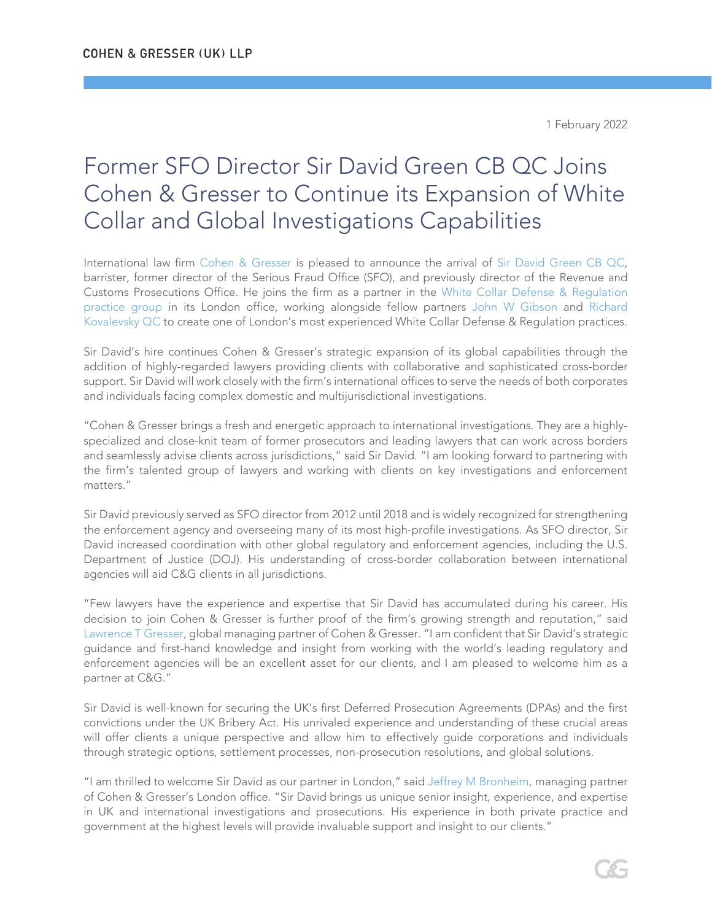COHEN & GRESSER (UK) LLP

1 February 2022

# Former SFO Director Sir David Green CB QC Joins Cohen & Gresser to Continue its Expansion of White Collar and Global Investigations Capabilities

International law firm Cohen & Gresser is pleased to announce the arrival of Sir David Green CB QC, barrister, former director of the Serious Fraud Office (SFO), and previously director of the Revenue and Customs Prosecutions Office. He joins the firm as a partner in the White Collar Defense & Regulation practice group in its London office, working alongside fellow partners John W Gibson and Richard Kovalevsky QC to create one of London's most experienced White Collar Defense & Regulation practices.

Sir David's hire continues Cohen & Gresser's strategic expansion of its global capabilities through the addition of highly-regarded lawyers providing clients with collaborative and sophisticated cross-border support. Sir David will work closely with the firm's international offices to serve the needs of both corporates and individuals facing complex domestic and multijurisdictional investigations.

"Cohen & Gresser brings a fresh and energetic approach to international investigations. They are a highly-specialized and close-knit team of former prosecutors and leading lawyers that can work across borders and seamlessly advise clients across jurisdictions," said Sir David. "I am looking forward to partnering with the firm's talented group of lawyers and working with clients on key investigations and enforcement matters."

Sir David previously served as SFO director from 2012 until 2018 and is widely recognized for strengthening the enforcement agency and overseeing many of its most high-profile investigations. As SFO director, Sir David increased coordination with other global regulatory and enforcement agencies, including the U.S. Department of Justice (DOJ). His understanding of cross-border collaboration between international agencies will aid C&G clients in all jurisdictions.

"Few lawyers have the experience and expertise that Sir David has accumulated during his career. His decision to join Cohen & Gresser is further proof of the firm's growing strength and reputation," said Lawrence T Gresser, global managing partner of Cohen & Gresser. "I am confident that Sir David's strategic guidance and first-hand knowledge and insight from working with the world's leading regulatory and enforcement agencies will be an excellent asset for our clients, and I am pleased to welcome him as a partner at C&G."

Sir David is well-known for securing the UK's first Deferred Prosecution Agreements (DPAs) and the first convictions under the UK Bribery Act. His unrivaled experience and understanding of these crucial areas will offer clients a unique perspective and allow him to effectively guide corporations and individuals through strategic options, settlement processes, non-prosecution resolutions, and global solutions.

"I am thrilled to welcome Sir David as our partner in London," said Jeffrey M Bronheim, managing partner of Cohen & Gresser's London office. "Sir David brings us unique senior insight, experience, and expertise in UK and international investigations and prosecutions. His experience in both private practice and government at the highest levels will provide invaluable support and insight to our clients."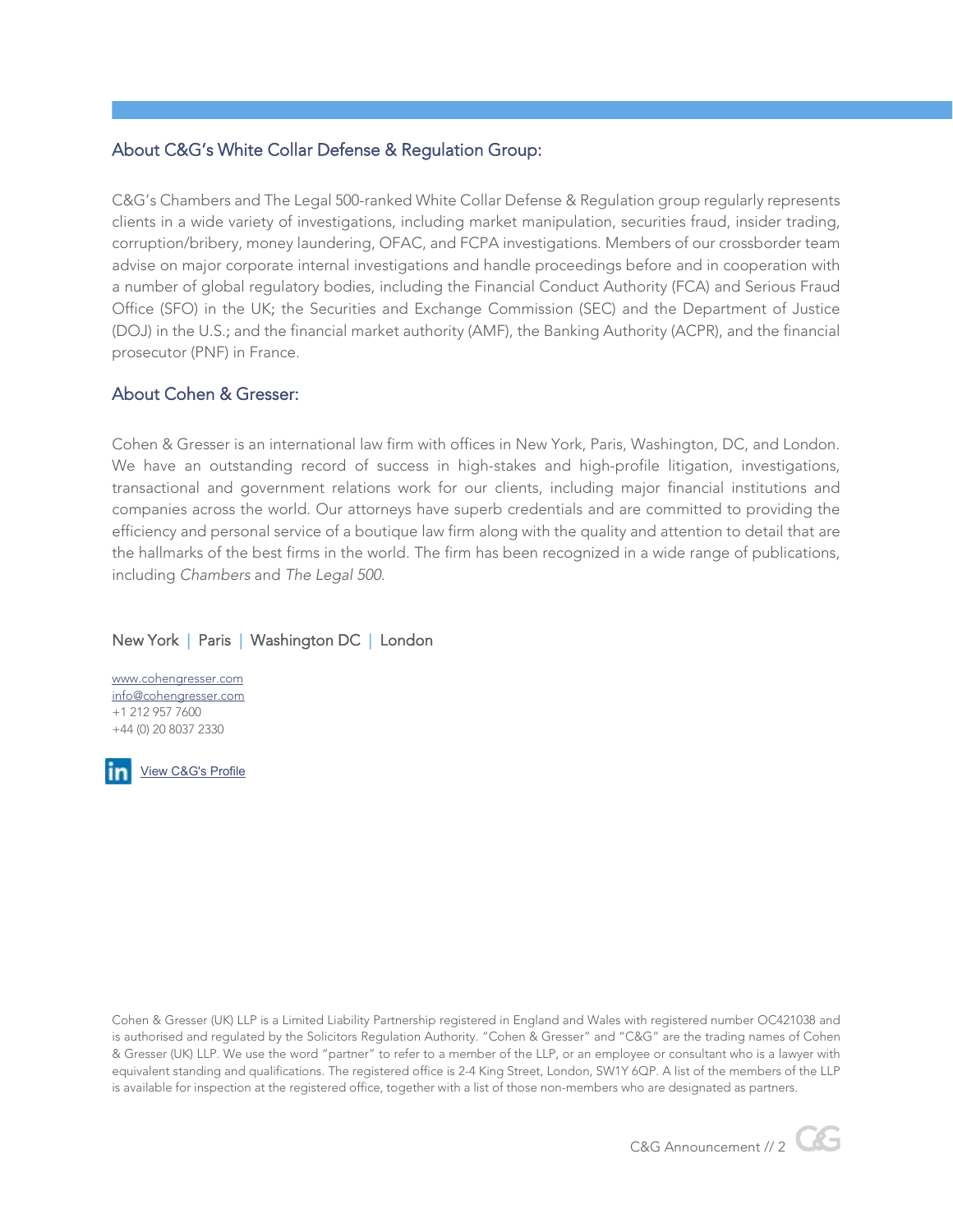## About C&G's White Collar Defense & Regulation Group:

C&G's Chambers and The Legal 500-ranked White Collar Defense & Regulation group regularly represents clients in a wide variety of investigations, including market manipulation, securities fraud, insider trading, corruption/bribery, money laundering, OFAC, and FCPA investigations. Members of our crossborder team advise on major corporate internal investigations and handle proceedings before and in cooperation with a number of global regulatory bodies, including the Financial Conduct Authority (FCA) and Serious Fraud Office (SFO) in the UK; the Securities and Exchange Commission (SEC) and the Department of Justice (DOJ) in the U.S.; and the financial market authority (AMF), the Banking Authority (ACPR), and the financial prosecutor (PNF) in France.

## About Cohen & Gresser:

Cohen & Gresser is an international law firm with offices in New York, Paris, Washington, DC, and London. We have an outstanding record of success in high-stakes and high-profile litigation, investigations, transactional and government relations work for our clients, including major financial institutions and companies across the world. Our attorneys have superb credentials and are committed to providing the efficiency and personal service of a boutique law firm along with the quality and attention to detail that are the hallmarks of the best firms in the world. The firm has been recognized in a wide range of publications, including *Chambers* and *The Legal 500*.

New York | Paris | Washington DC | London

www.cohengresser.com
info@cohengresser.com
+1 212 957 7600
+44 (0) 20 8037 2330

View C&G's Profile

Cohen & Gresser (UK) LLP is a Limited Liability Partnership registered in England and Wales with registered number OC421038 and is authorised and regulated by the Solicitors Regulation Authority. "Cohen & Gresser" and "C&G" are the trading names of Cohen & Gresser (UK) LLP. We use the word "partner" to refer to a member of the LLP, or an employee or consultant who is a lawyer with equivalent standing and qualifications. The registered office is 2-4 King Street, London, SW1Y 6QP. A list of the members of the LLP is available for inspection at the registered office, together with a list of those non-members who are designated as partners.